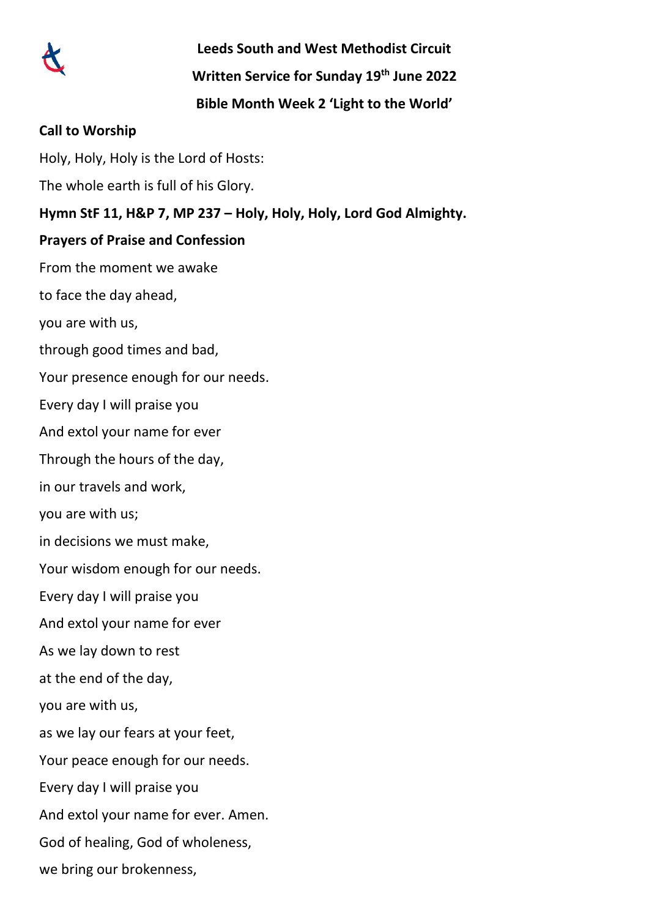**Leeds South and West Methodist Circuit**

**Written Service for Sunday 19th June 2022**

**Bible Month Week 2 'Light to the World'**

**Call to Worship**

Holy, Holy, Holy is the Lord of Hosts:

The whole earth is full of his Glory.

**Hymn StF 11, H&P 7, MP 237 – Holy, Holy, Holy, Lord God Almighty.**

**Prayers of Praise and Confession**

From the moment we awake

to face the day ahead,

you are with us,

through good times and bad,

Your presence enough for our needs.

Every day I will praise you

And extol your name for ever

Through the hours of the day,

in our travels and work,

you are with us;

in decisions we must make,

Your wisdom enough for our needs.

Every day I will praise you

And extol your name for ever

As we lay down to rest

at the end of the day,

you are with us,

as we lay our fears at your feet,

Your peace enough for our needs.

Every day I will praise you

And extol your name for ever. Amen.

God of healing, God of wholeness,

we bring our brokenness,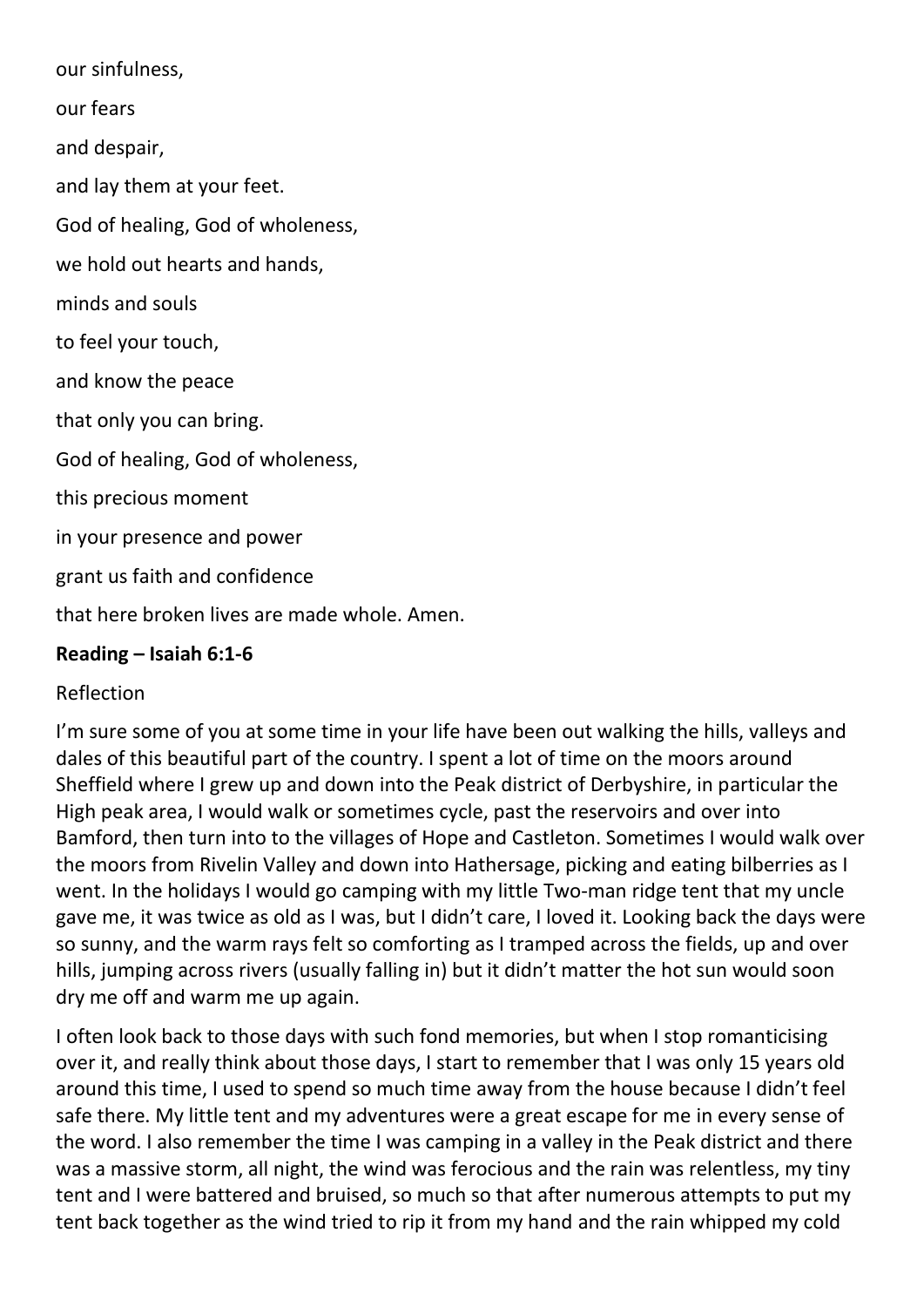our sinfulness,

our fears

and despair,

and lay them at your feet.

God of healing, God of wholeness,

we hold out hearts and hands,

minds and souls

to feel your touch,

and know the peace

that only you can bring.

God of healing, God of wholeness,

this precious moment

in your presence and power

grant us faith and confidence

that here broken lives are made whole. Amen.

**Reading – Isaiah 6:1-6**

Reflection

I'm sure some of you at some time in your life have been out walking the hills, valleys and dales of this beautiful part of the country. I spent a lot of time on the moors around Sheffield where I grew up and down into the Peak district of Derbyshire, in particular the High peak area, I would walk or sometimes cycle, past the reservoirs and over into Bamford, then turn into to the villages of Hope and Castleton. Sometimes I would walk over the moors from Rivelin Valley and down into Hathersage, picking and eating bilberries as I went. In the holidays I would go camping with my little Two-man ridge tent that my uncle gave me, it was twice as old as I was, but I didn't care, I loved it. Looking back the days were so sunny, and the warm rays felt so comforting as I tramped across the fields, up and over hills, jumping across rivers (usually falling in) but it didn't matter the hot sun would soon dry me off and warm me up again.

I often look back to those days with such fond memories, but when I stop romanticising over it, and really think about those days, I start to remember that I was only 15 years old around this time, I used to spend so much time away from the house because I didn't feel safe there. My little tent and my adventures were a great escape for me in every sense of the word. I also remember the time I was camping in a valley in the Peak district and there was a massive storm, all night, the wind was ferocious and the rain was relentless, my tiny tent and I were battered and bruised, so much so that after numerous attempts to put my tent back together as the wind tried to rip it from my hand and the rain whipped my cold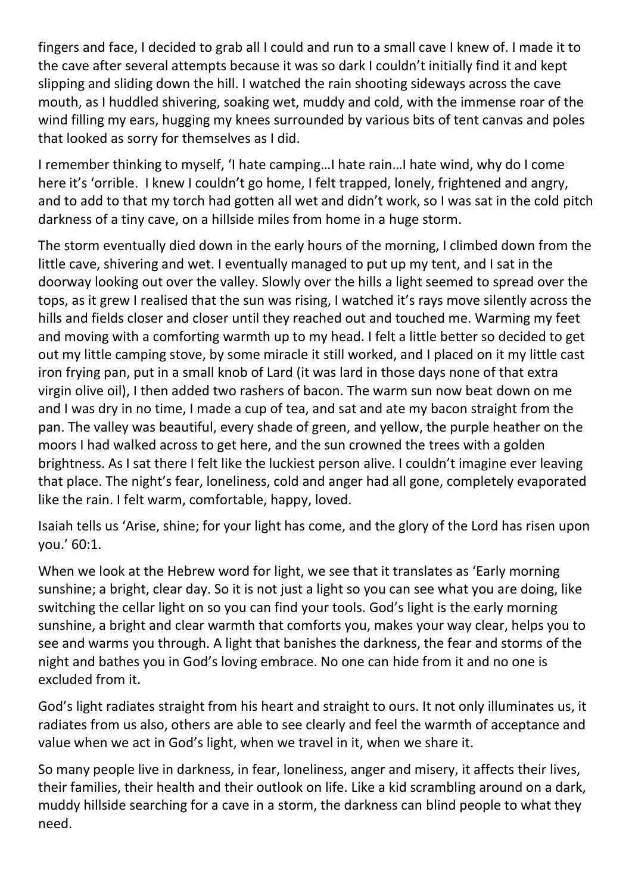fingers and face, I decided to grab all I could and run to a small cave I knew of. I made it to the cave after several attempts because it was so dark I couldn't initially find it and kept slipping and sliding down the hill. I watched the rain shooting sideways across the cave mouth, as I huddled shivering, soaking wet, muddy and cold, with the immense roar of the wind filling my ears, hugging my knees surrounded by various bits of tent canvas and poles that looked as sorry for themselves as I did.

I remember thinking to myself, 'I hate camping…I hate rain…I hate wind, why do I come here it's 'orrible. I knew I couldn't go home, I felt trapped, lonely, frightened and angry, and to add to that my torch had gotten all wet and didn't work, so I was sat in the cold pitch darkness of a tiny cave, on a hillside miles from home in a huge storm.

The storm eventually died down in the early hours of the morning, I climbed down from the little cave, shivering and wet. I eventually managed to put up my tent, and I sat in the doorway looking out over the valley. Slowly over the hills a light seemed to spread over the tops, as it grew I realised that the sun was rising, I watched it's rays move silently across the hills and fields closer and closer until they reached out and touched me. Warming my feet and moving with a comforting warmth up to my head. I felt a little better so decided to get out my little camping stove, by some miracle it still worked, and I placed on it my little cast iron frying pan, put in a small knob of Lard (it was lard in those days none of that extra virgin olive oil), I then added two rashers of bacon. The warm sun now beat down on me and I was dry in no time, I made a cup of tea, and sat and ate my bacon straight from the pan. The valley was beautiful, every shade of green, and yellow, the purple heather on the moors I had walked across to get here, and the sun crowned the trees with a golden brightness. As I sat there I felt like the luckiest person alive. I couldn't imagine ever leaving that place. The night's fear, loneliness, cold and anger had all gone, completely evaporated like the rain. I felt warm, comfortable, happy, loved.

Isaiah tells us 'Arise, shine; for your light has come, and the glory of the Lord has risen upon you.' 60:1.

When we look at the Hebrew word for light, we see that it translates as 'Early morning sunshine; a bright, clear day. So it is not just a light so you can see what you are doing, like switching the cellar light on so you can find your tools. God's light is the early morning sunshine, a bright and clear warmth that comforts you, makes your way clear, helps you to see and warms you through. A light that banishes the darkness, the fear and storms of the night and bathes you in God's loving embrace. No one can hide from it and no one is excluded from it.

God's light radiates straight from his heart and straight to ours. It not only illuminates us, it radiates from us also, others are able to see clearly and feel the warmth of acceptance and value when we act in God's light, when we travel in it, when we share it.

So many people live in darkness, in fear, loneliness, anger and misery, it affects their lives, their families, their health and their outlook on life. Like a kid scrambling around on a dark, muddy hillside searching for a cave in a storm, the darkness can blind people to what they need.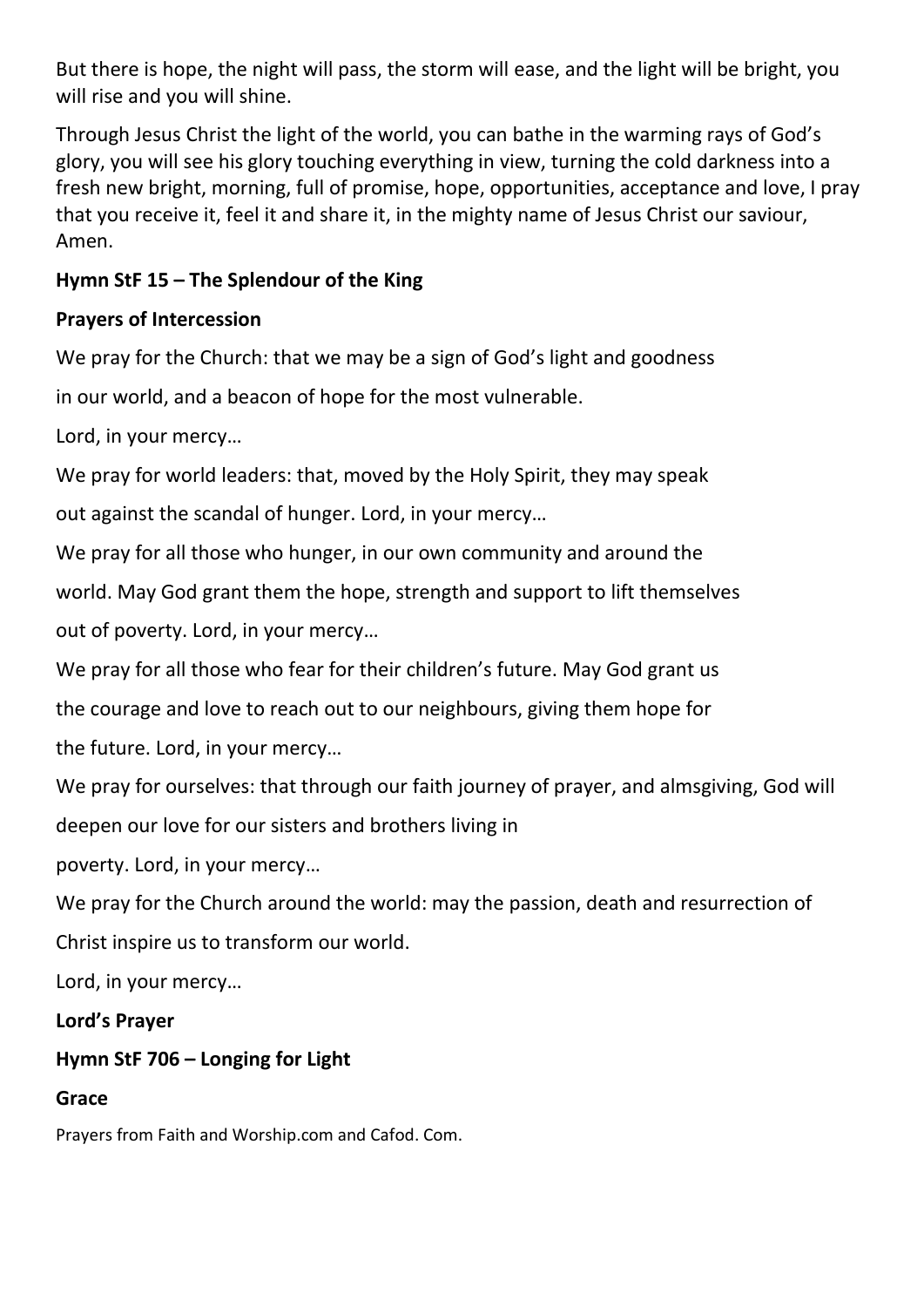But there is hope, the night will pass, the storm will ease, and the light will be bright, you will rise and you will shine.

Through Jesus Christ the light of the world, you can bathe in the warming rays of God's glory, you will see his glory touching everything in view, turning the cold darkness into a fresh new bright, morning, full of promise, hope, opportunities, acceptance and love, I pray that you receive it, feel it and share it, in the mighty name of Jesus Christ our saviour, Amen.

**Hymn StF 15 – The Splendour of the King**

**Prayers of Intercession**

We pray for the Church: that we may be a sign of God's light and goodness in our world, and a beacon of hope for the most vulnerable.

Lord, in your mercy…

We pray for world leaders: that, moved by the Holy Spirit, they may speak out against the scandal of hunger. Lord, in your mercy…

We pray for all those who hunger, in our own community and around the world. May God grant them the hope, strength and support to lift themselves out of poverty. Lord, in your mercy…

We pray for all those who fear for their children's future. May God grant us the courage and love to reach out to our neighbours, giving them hope for the future. Lord, in your mercy…

We pray for ourselves: that through our faith journey of prayer, and almsgiving, God will deepen our love for our sisters and brothers living in poverty. Lord, in your mercy…

We pray for the Church around the world: may the passion, death and resurrection of Christ inspire us to transform our world.

Lord, in your mercy…

**Lord's Prayer**

**Hymn StF 706 – Longing for Light**

**Grace**

Prayers from Faith and Worship.com and Cafod. Com.